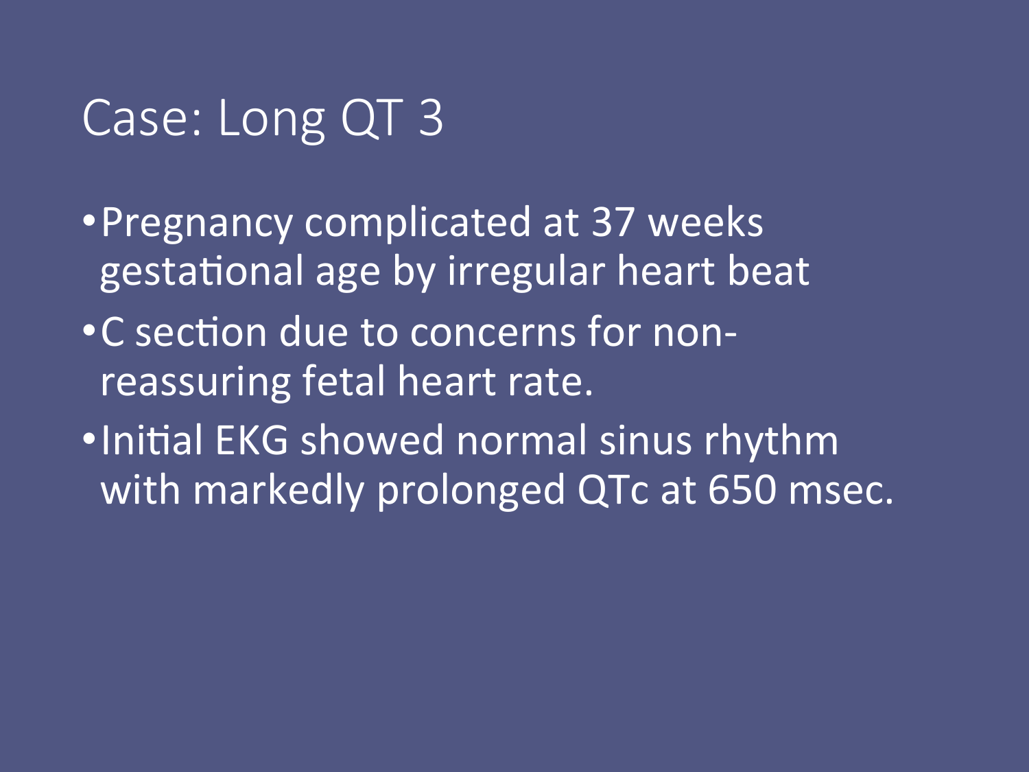# Case: Long QT 3

- Pregnancy complicated at 37 weeks gestational age by irregular heart beat
- C section due to concerns for non-reassuring fetal heart rate.
- Initial EKG showed normal sinus rhythm with markedly prolonged QTc at 650 msec.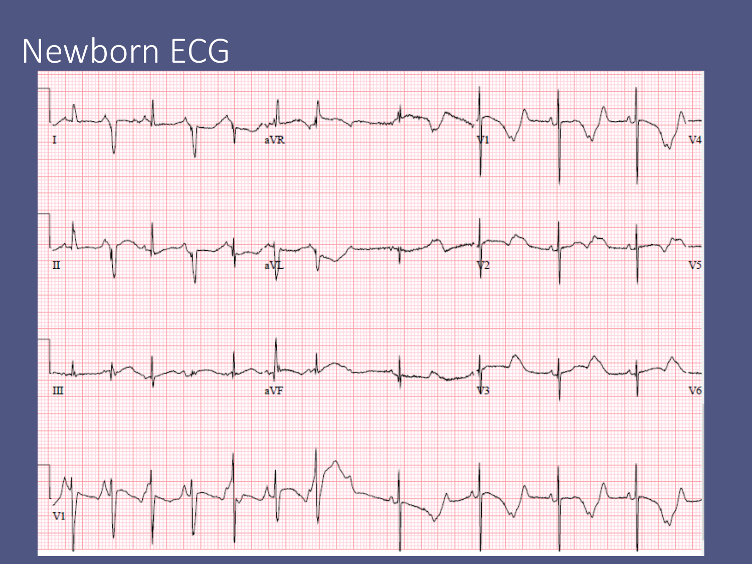# Newborn ECG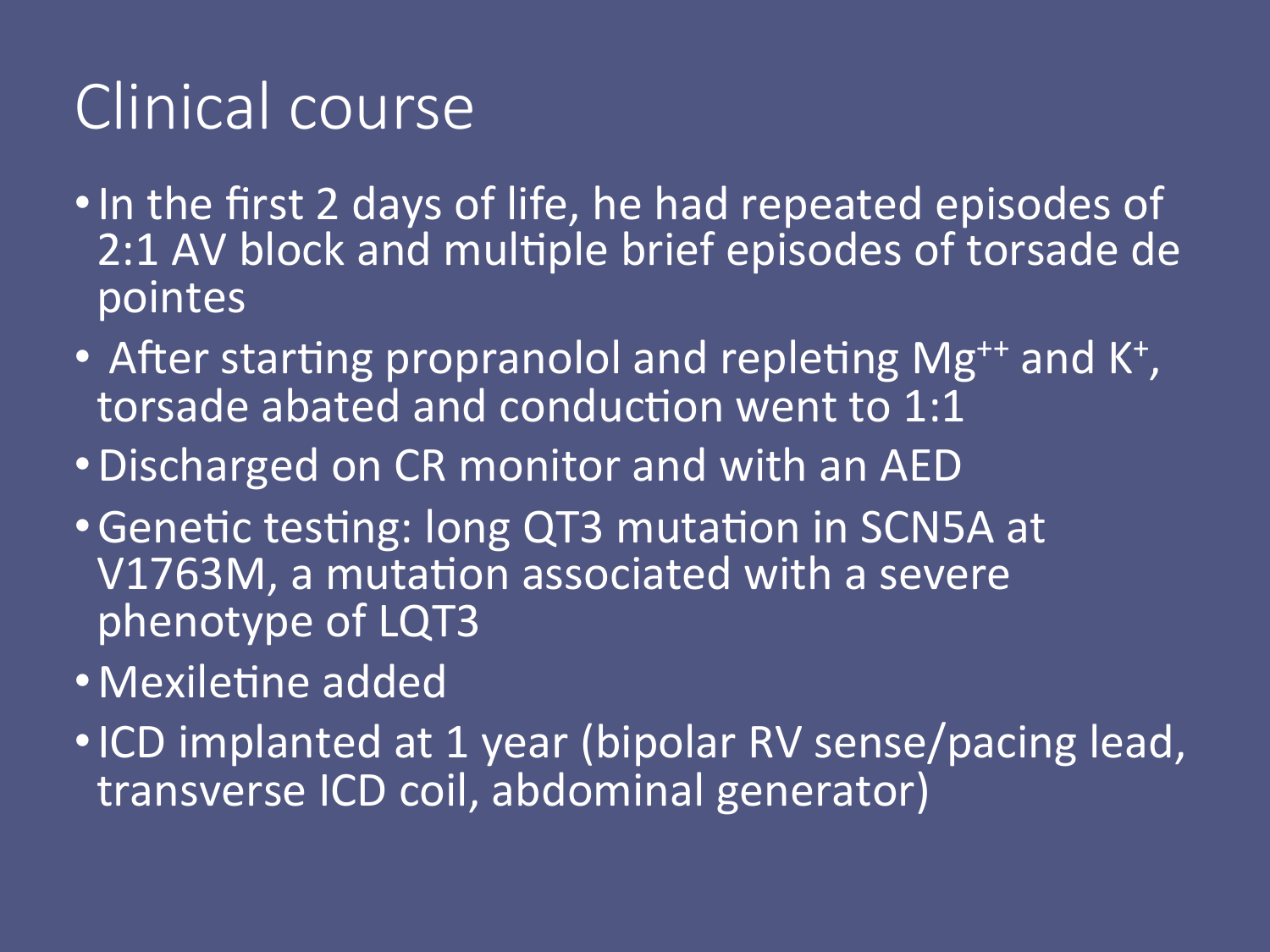# Clinical course

- In the first 2 days of life, he had repeated episodes of 2:1 AV block and multiple brief episodes of torsade de pointes
- After starting propranolol and repleting $Mg^{++}$ and $K^{+}$, torsade abated and conduction went to 1:1
- Discharged on CR monitor and with an AED
- Genetic testing: long QT3 mutation in SCN5A at V1763M, a mutation associated with a severe phenotype of LQT3
- Mexiletine added
- ICD implanted at 1 year (bipolar RV sense/pacing lead, transverse ICD coil, abdominal generator)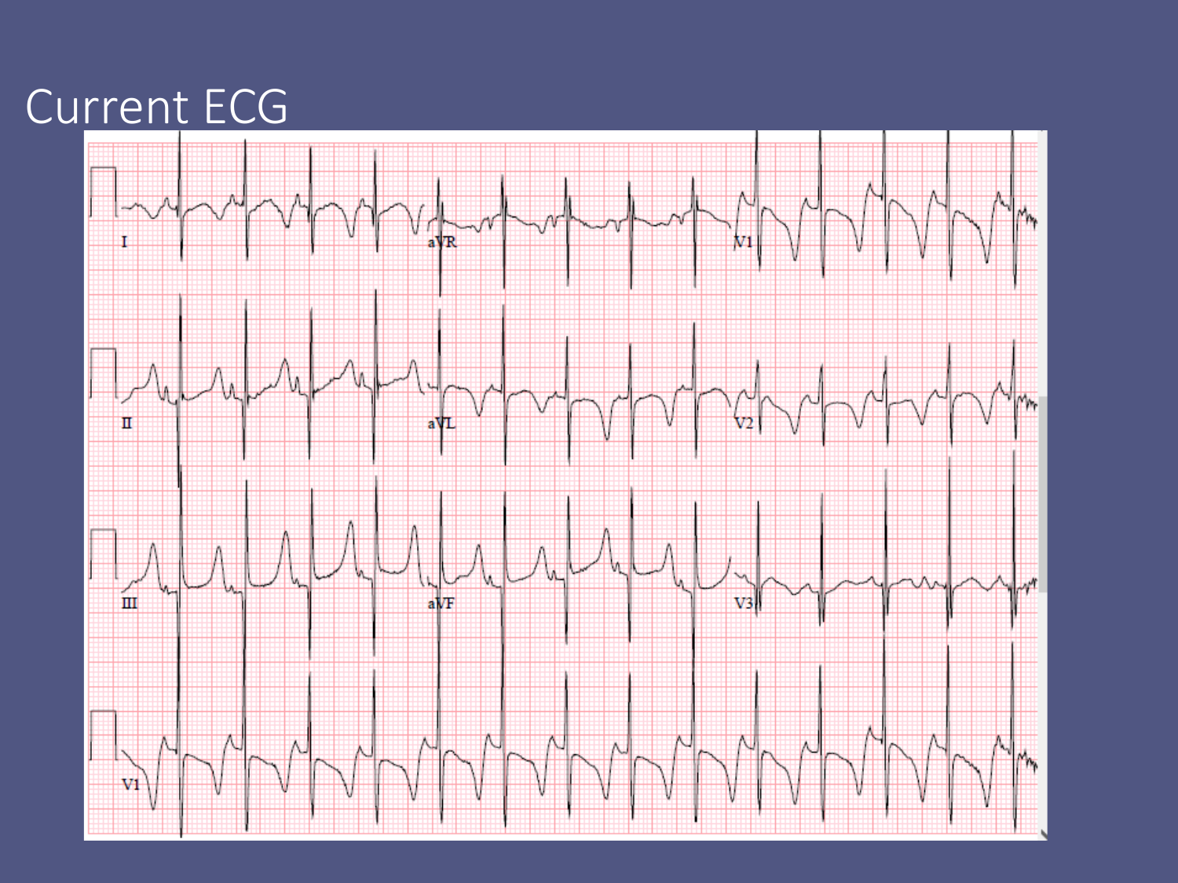# Current ECG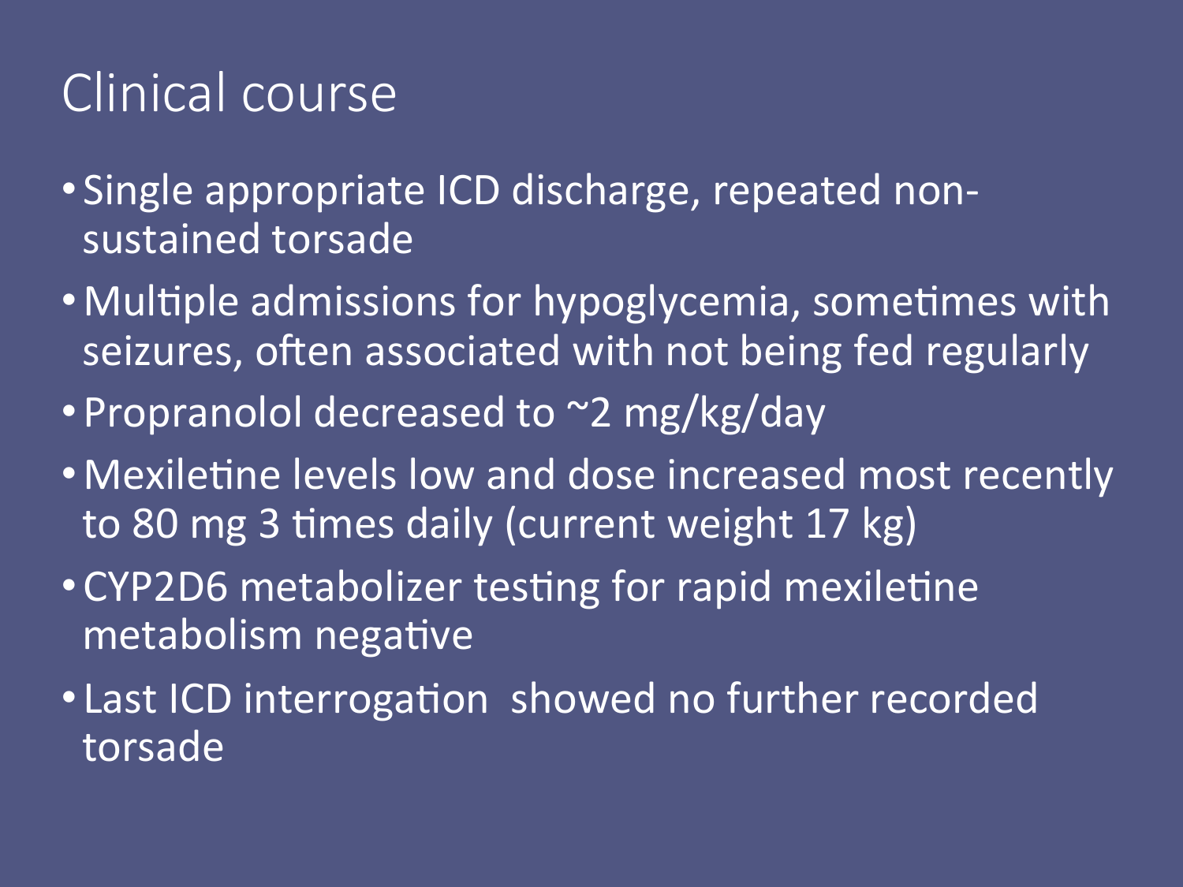# Clinical course

- Single appropriate ICD discharge, repeated non-sustained torsade
- Multiple admissions for hypoglycemia, sometimes with seizures, often associated with not being fed regularly
- Propranolol decreased to ~2 mg/kg/day
- Mexiletine levels low and dose increased most recently to 80 mg 3 times daily (current weight 17 kg)
- CYP2D6 metabolizer testing for rapid mexiletine metabolism negative
- Last ICD interrogation showed no further recorded torsade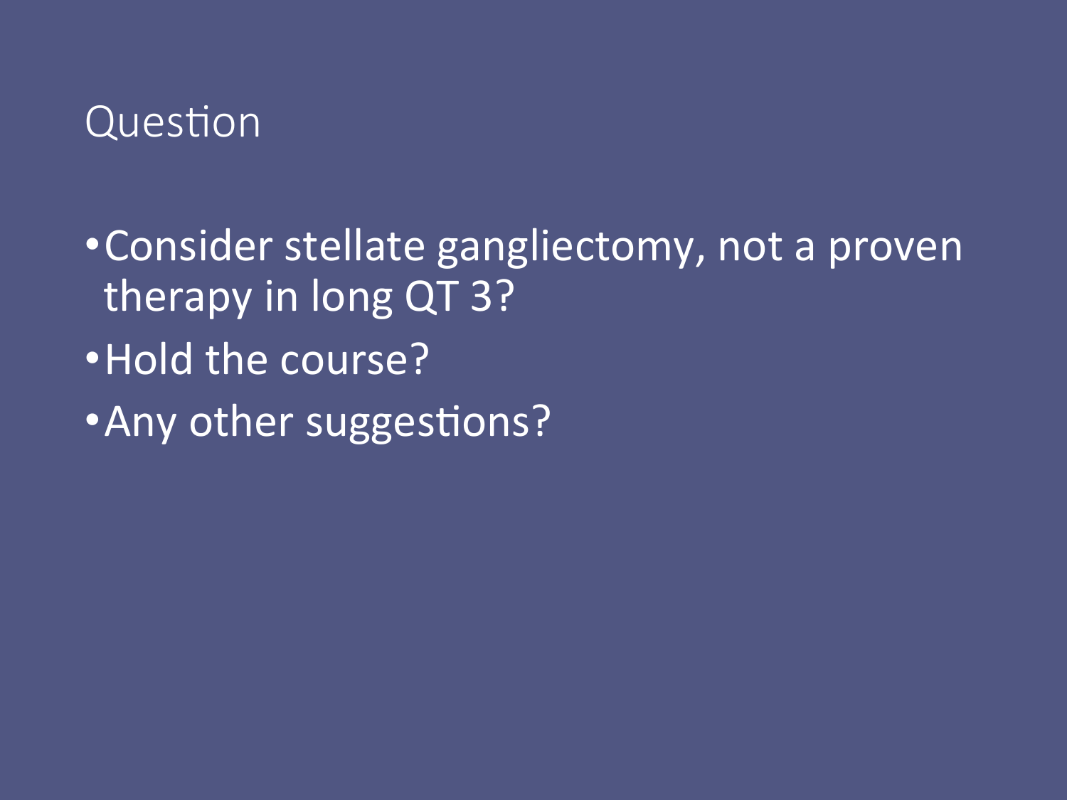# Question

- Consider stellate gangliectomy, not a proven therapy in long QT 3?
- Hold the course?
- Any other suggestions?